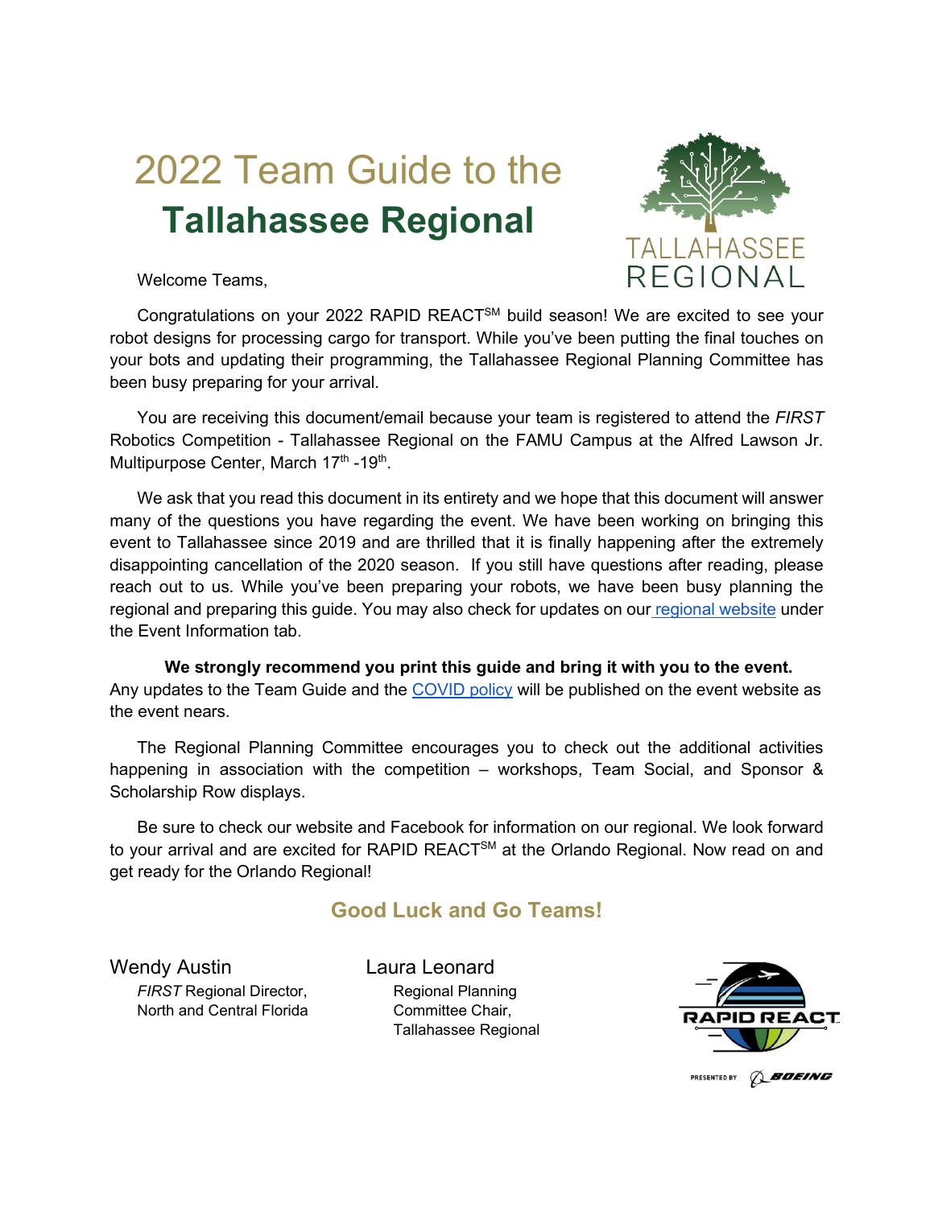# 2022 Team Guide to the
# **Tallahassee Regional**

Welcome Teams,

Congratulations on your 2022 RAPID REACT℠ build season! We are excited to see your robot designs for processing cargo for transport. While you've been putting the final touches on your bots and updating their programming, the Tallahassee Regional Planning Committee has been busy preparing for your arrival.

You are receiving this document/email because your team is registered to attend the *FIRST* Robotics Competition - Tallahassee Regional on the FAMU Campus at the Alfred Lawson Jr. Multipurpose Center, March 17th -19th.

We ask that you read this document in its entirety and we hope that this document will answer many of the questions you have regarding the event. We have been working on bringing this event to Tallahassee since 2019 and are thrilled that it is finally happening after the extremely disappointing cancellation of the 2020 season. If you still have questions after reading, please reach out to us. While you've been preparing your robots, we have been busy planning the regional and preparing this guide. You may also check for updates on our regional website under the Event Information tab.

**We strongly recommend you print this guide and bring it with you to the event.** Any updates to the Team Guide and the COVID policy will be published on the event website as the event nears.

The Regional Planning Committee encourages you to check out the additional activities happening in association with the competition – workshops, Team Social, and Sponsor & Scholarship Row displays.

Be sure to check our website and Facebook for information on our regional. We look forward to your arrival and are excited for RAPID REACT℠ at the Orlando Regional. Now read on and get ready for the Orlando Regional!

## **Good Luck and Go Teams!**

Wendy Austin
*FIRST* Regional Director,
North and Central Florida

Laura Leonard
Regional Planning
Committee Chair,
Tallahassee Regional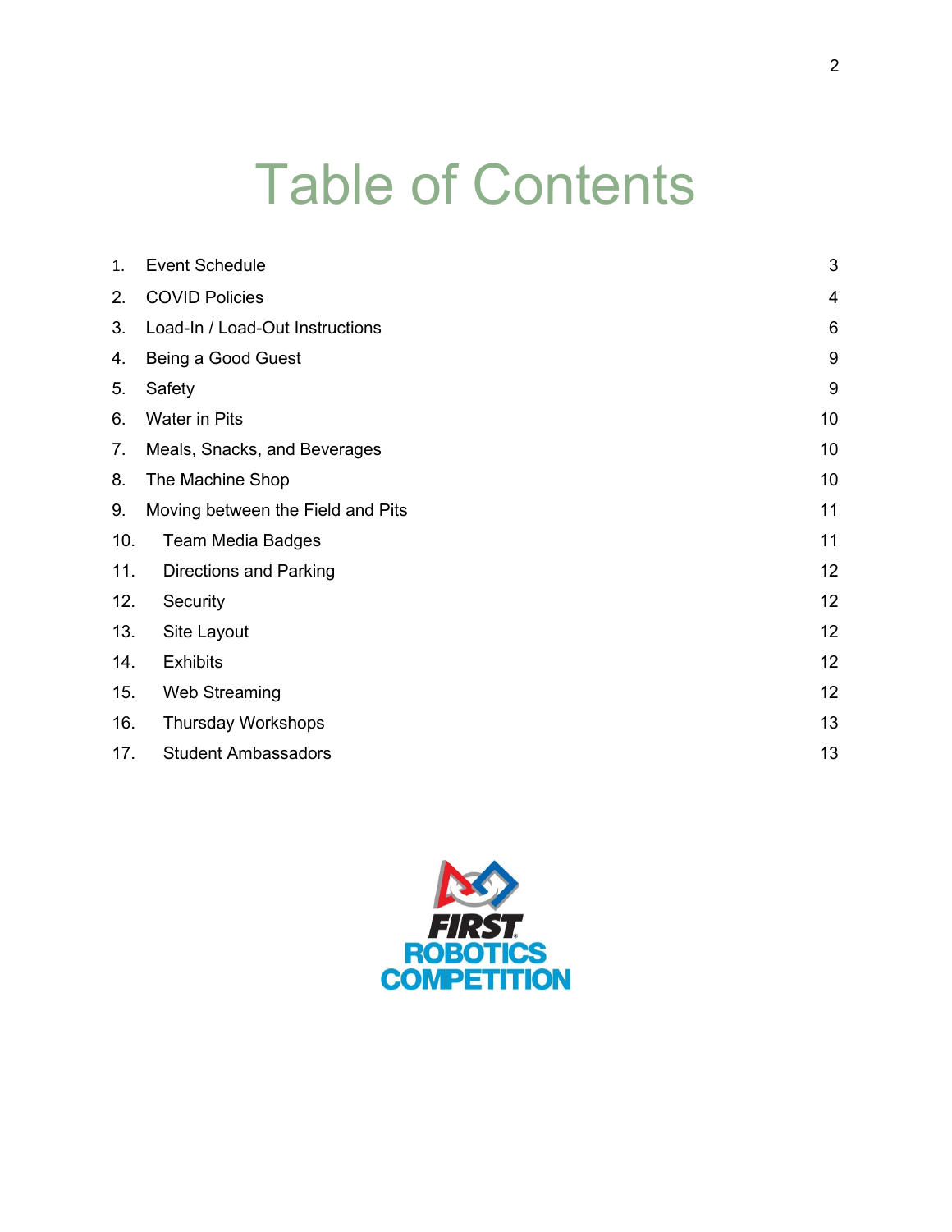# Table of Contents

| | | |
|---|---|---|
| 1. | Event Schedule | 3 |
| 2. | COVID Policies | 4 |
| 3. | Load-In / Load-Out Instructions | 6 |
| 4. | Being a Good Guest | 9 |
| 5. | Safety | 9 |
| 6. | Water in Pits | 10 |
| 7. | Meals, Snacks, and Beverages | 10 |
| 8. | The Machine Shop | 10 |
| 9. | Moving between the Field and Pits | 11 |
| 10. | Team Media Badges | 11 |
| 11. | Directions and Parking | 12 |
| 12. | Security | 12 |
| 13. | Site Layout | 12 |
| 14. | Exhibits | 12 |
| 15. | Web Streaming | 12 |
| 16. | Thursday Workshops | 13 |
| 17. | Student Ambassadors | 13 |

FIRST ROBOTICS COMPETITION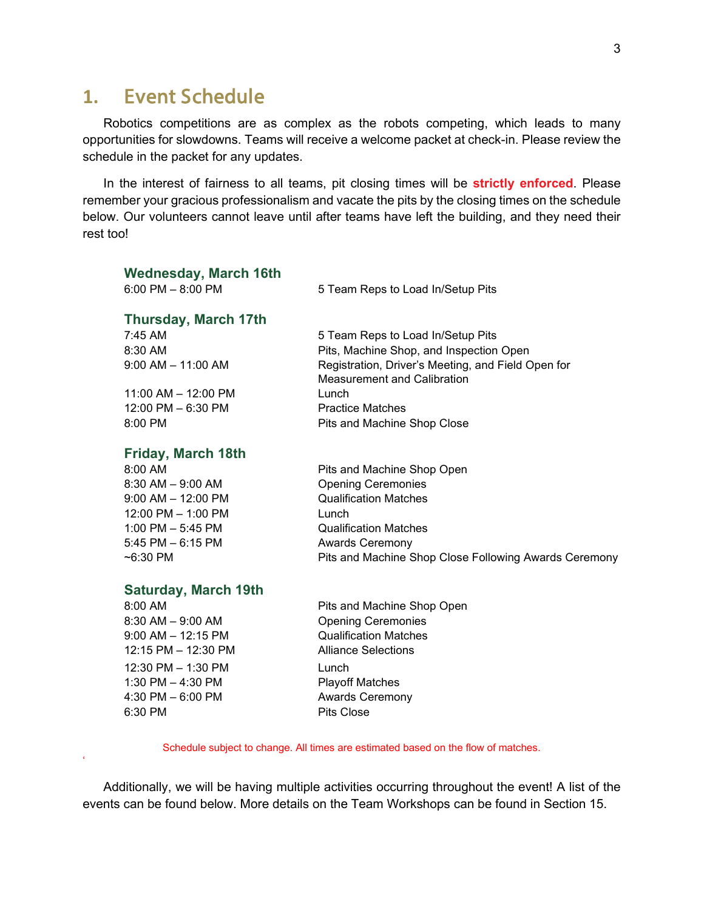# 1. Event Schedule

Robotics competitions are as complex as the robots competing, which leads to many opportunities for slowdowns. Teams will receive a welcome packet at check-in. Please review the schedule in the packet for any updates.

In the interest of fairness to all teams, pit closing times will be **strictly enforced**. Please remember your gracious professionalism and vacate the pits by the closing times on the schedule below. Our volunteers cannot leave until after teams have left the building, and they need their rest too!

### Wednesday, March 16th

| | |
|---|---|
| 6:00 PM – 8:00 PM | 5 Team Reps to Load In/Setup Pits |

### Thursday, March 17th

| | |
|---|---|
| 7:45 AM | 5 Team Reps to Load In/Setup Pits |
| 8:30 AM | Pits, Machine Shop, and Inspection Open |
| 9:00 AM – 11:00 AM | Registration, Driver's Meeting, and Field Open for Measurement and Calibration |
| 11:00 AM – 12:00 PM | Lunch |
| 12:00 PM – 6:30 PM | Practice Matches |
| 8:00 PM | Pits and Machine Shop Close |

### Friday, March 18th

| | |
|---|---|
| 8:00 AM | Pits and Machine Shop Open |
| 8:30 AM – 9:00 AM | Opening Ceremonies |
| 9:00 AM – 12:00 PM | Qualification Matches |
| 12:00 PM – 1:00 PM | Lunch |
| 1:00 PM – 5:45 PM | Qualification Matches |
| 5:45 PM – 6:15 PM | Awards Ceremony |
| ~6:30 PM | Pits and Machine Shop Close Following Awards Ceremony |

### Saturday, March 19th

| | |
|---|---|
| 8:00 AM | Pits and Machine Shop Open |
| 8:30 AM – 9:00 AM | Opening Ceremonies |
| 9:00 AM – 12:15 PM | Qualification Matches |
| 12:15 PM – 12:30 PM | Alliance Selections |
| 12:30 PM – 1:30 PM | Lunch |
| 1:30 PM – 4:30 PM | Playoff Matches |
| 4:30 PM – 6:00 PM | Awards Ceremony |
| 6:30 PM | Pits Close |

Schedule subject to change. All times are estimated based on the flow of matches.

Additionally, we will be having multiple activities occurring throughout the event! A list of the events can be found below. More details on the Team Workshops can be found in Section 15.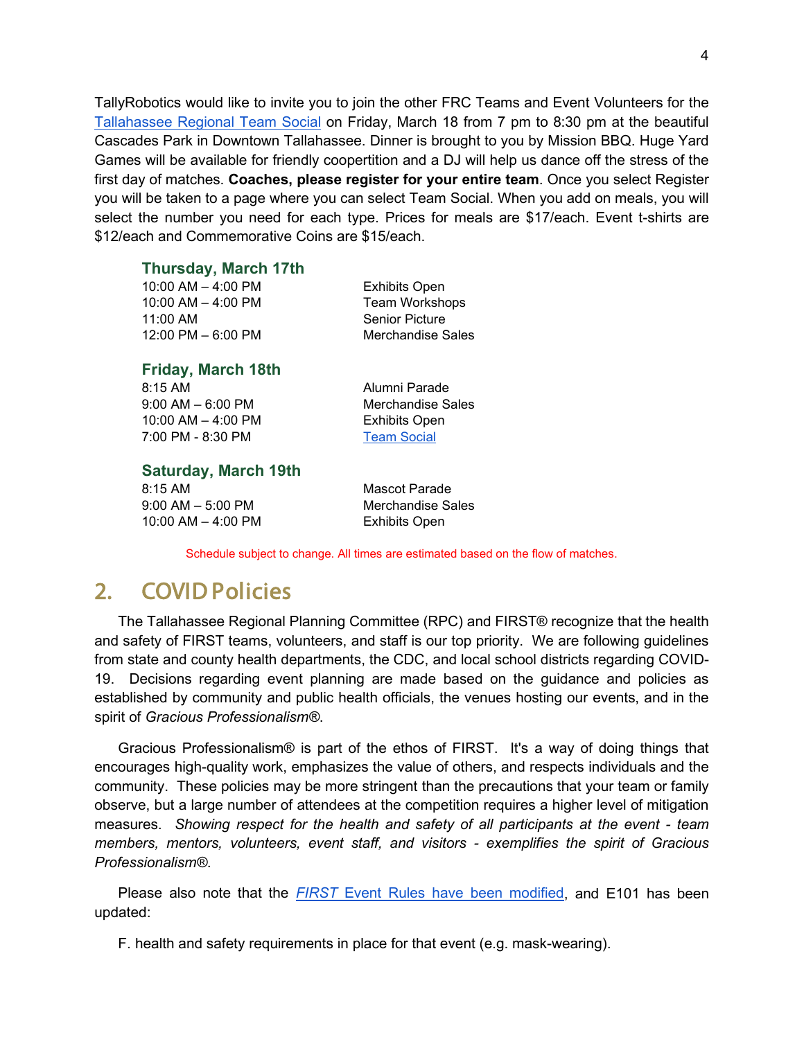TallyRobotics would like to invite you to join the other FRC Teams and Event Volunteers for the [Tallahassee Regional Team Social]() on Friday, March 18 from 7 pm to 8:30 pm at the beautiful Cascades Park in Downtown Tallahassee. Dinner is brought to you by Mission BBQ. Huge Yard Games will be available for friendly coopertition and a DJ will help us dance off the stress of the first day of matches. **Coaches, please register for your entire team**. Once you select Register you will be taken to a page where you can select Team Social. When you add on meals, you will select the number you need for each type. Prices for meals are $17/each. Event t-shirts are $12/each and Commemorative Coins are $15/each.

### Thursday, March 17th

| | |
|---|---|
| 10:00 AM – 4:00 PM | Exhibits Open |
| 10:00 AM – 4:00 PM | Team Workshops |
| 11:00 AM | Senior Picture |
| 12:00 PM – 6:00 PM | Merchandise Sales |

### Friday, March 18th

| | |
|---|---|
| 8:15 AM | Alumni Parade |
| 9:00 AM – 6:00 PM | Merchandise Sales |
| 10:00 AM – 4:00 PM | Exhibits Open |
| 7:00 PM - 8:30 PM | [Team Social]() |

### Saturday, March 19th

| | |
|---|---|
| 8:15 AM | Mascot Parade |
| 9:00 AM – 5:00 PM | Merchandise Sales |
| 10:00 AM – 4:00 PM | Exhibits Open |

Schedule subject to change. All times are estimated based on the flow of matches.

## 2. COVID Policies

The Tallahassee Regional Planning Committee (RPC) and FIRST® recognize that the health and safety of FIRST teams, volunteers, and staff is our top priority. We are following guidelines from state and county health departments, the CDC, and local school districts regarding COVID-19. Decisions regarding event planning are made based on the guidance and policies as established by community and public health officials, the venues hosting our events, and in the spirit of *Gracious Professionalism®*.

Gracious Professionalism® is part of the ethos of FIRST. It's a way of doing things that encourages high-quality work, emphasizes the value of others, and respects individuals and the community. These policies may be more stringent than the precautions that your team or family observe, but a large number of attendees at the competition requires a higher level of mitigation measures. *Showing respect for the health and safety of all participants at the event - team members, mentors, volunteers, event staff, and visitors - exemplifies the spirit of Gracious Professionalism®.*

Please also note that the [*FIRST* Event Rules have been modified](), and E101 has been updated:

F. health and safety requirements in place for that event (e.g. mask-wearing).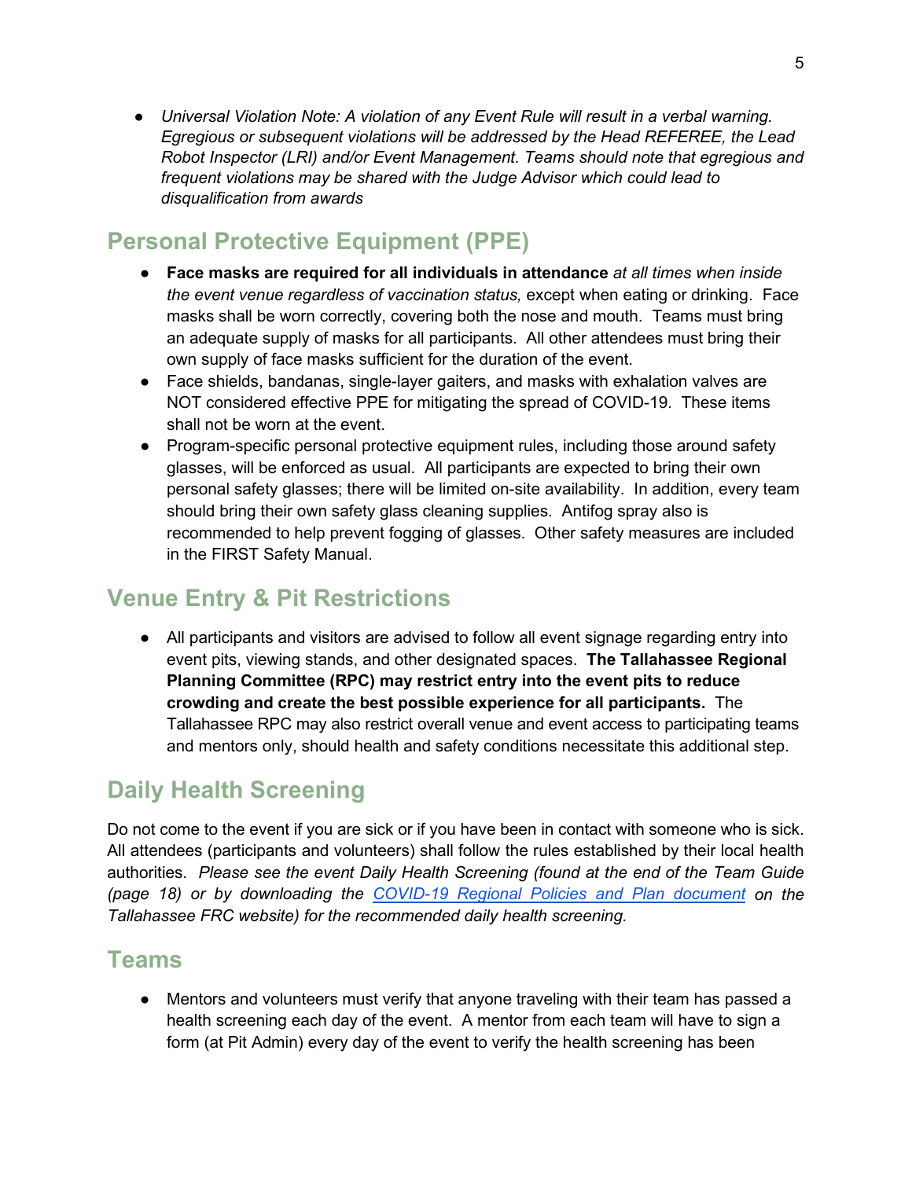- *Universal Violation Note: A violation of any Event Rule will result in a verbal warning. Egregious or subsequent violations will be addressed by the Head REFEREE, the Lead Robot Inspector (LRI) and/or Event Management. Teams should note that egregious and frequent violations may be shared with the Judge Advisor which could lead to disqualification from awards*

## Personal Protective Equipment (PPE)

- **Face masks are required for all individuals in attendance** *at all times when inside the event venue regardless of vaccination status,* except when eating or drinking. Face masks shall be worn correctly, covering both the nose and mouth. Teams must bring an adequate supply of masks for all participants. All other attendees must bring their own supply of face masks sufficient for the duration of the event.
- Face shields, bandanas, single-layer gaiters, and masks with exhalation valves are NOT considered effective PPE for mitigating the spread of COVID-19. These items shall not be worn at the event.
- Program-specific personal protective equipment rules, including those around safety glasses, will be enforced as usual. All participants are expected to bring their own personal safety glasses; there will be limited on-site availability. In addition, every team should bring their own safety glass cleaning supplies. Antifog spray also is recommended to help prevent fogging of glasses. Other safety measures are included in the FIRST Safety Manual.

## Venue Entry & Pit Restrictions

- All participants and visitors are advised to follow all event signage regarding entry into event pits, viewing stands, and other designated spaces. **The Tallahassee Regional Planning Committee (RPC) may restrict entry into the event pits to reduce crowding and create the best possible experience for all participants.** The Tallahassee RPC may also restrict overall venue and event access to participating teams and mentors only, should health and safety conditions necessitate this additional step.

## Daily Health Screening

Do not come to the event if you are sick or if you have been in contact with someone who is sick. All attendees (participants and volunteers) shall follow the rules established by their local health authorities. *Please see the event Daily Health Screening (found at the end of the Team Guide (page 18) or by downloading the [COVID-19 Regional Policies and Plan document]() on the Tallahassee FRC website) for the recommended daily health screening.*

## Teams

- Mentors and volunteers must verify that anyone traveling with their team has passed a health screening each day of the event. A mentor from each team will have to sign a form (at Pit Admin) every day of the event to verify the health screening has been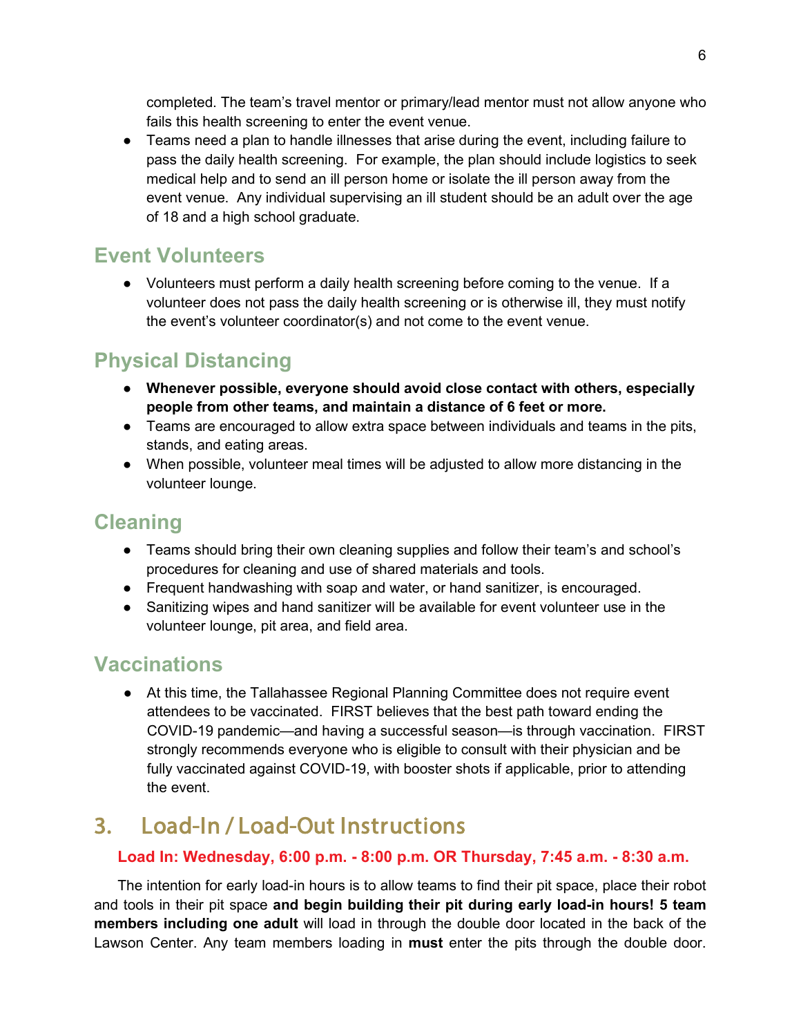completed. The team's travel mentor or primary/lead mentor must not allow anyone who fails this health screening to enter the event venue.

- Teams need a plan to handle illnesses that arise during the event, including failure to pass the daily health screening. For example, the plan should include logistics to seek medical help and to send an ill person home or isolate the ill person away from the event venue. Any individual supervising an ill student should be an adult over the age of 18 and a high school graduate.

## Event Volunteers

- Volunteers must perform a daily health screening before coming to the venue. If a volunteer does not pass the daily health screening or is otherwise ill, they must notify the event's volunteer coordinator(s) and not come to the event venue.

## Physical Distancing

- **Whenever possible, everyone should avoid close contact with others, especially people from other teams, and maintain a distance of 6 feet or more.**
- Teams are encouraged to allow extra space between individuals and teams in the pits, stands, and eating areas.
- When possible, volunteer meal times will be adjusted to allow more distancing in the volunteer lounge.

## Cleaning

- Teams should bring their own cleaning supplies and follow their team's and school's procedures for cleaning and use of shared materials and tools.
- Frequent handwashing with soap and water, or hand sanitizer, is encouraged.
- Sanitizing wipes and hand sanitizer will be available for event volunteer use in the volunteer lounge, pit area, and field area.

## Vaccinations

- At this time, the Tallahassee Regional Planning Committee does not require event attendees to be vaccinated. FIRST believes that the best path toward ending the COVID-19 pandemic—and having a successful season—is through vaccination. FIRST strongly recommends everyone who is eligible to consult with their physician and be fully vaccinated against COVID-19, with booster shots if applicable, prior to attending the event.

# 3. Load-In / Load-Out Instructions

**Load In: Wednesday, 6:00 p.m. - 8:00 p.m. OR Thursday, 7:45 a.m. - 8:30 a.m.**

The intention for early load-in hours is to allow teams to find their pit space, place their robot and tools in their pit space **and begin building their pit during early load-in hours! 5 team members including one adult** will load in through the double door located in the back of the Lawson Center. Any team members loading in **must** enter the pits through the double door.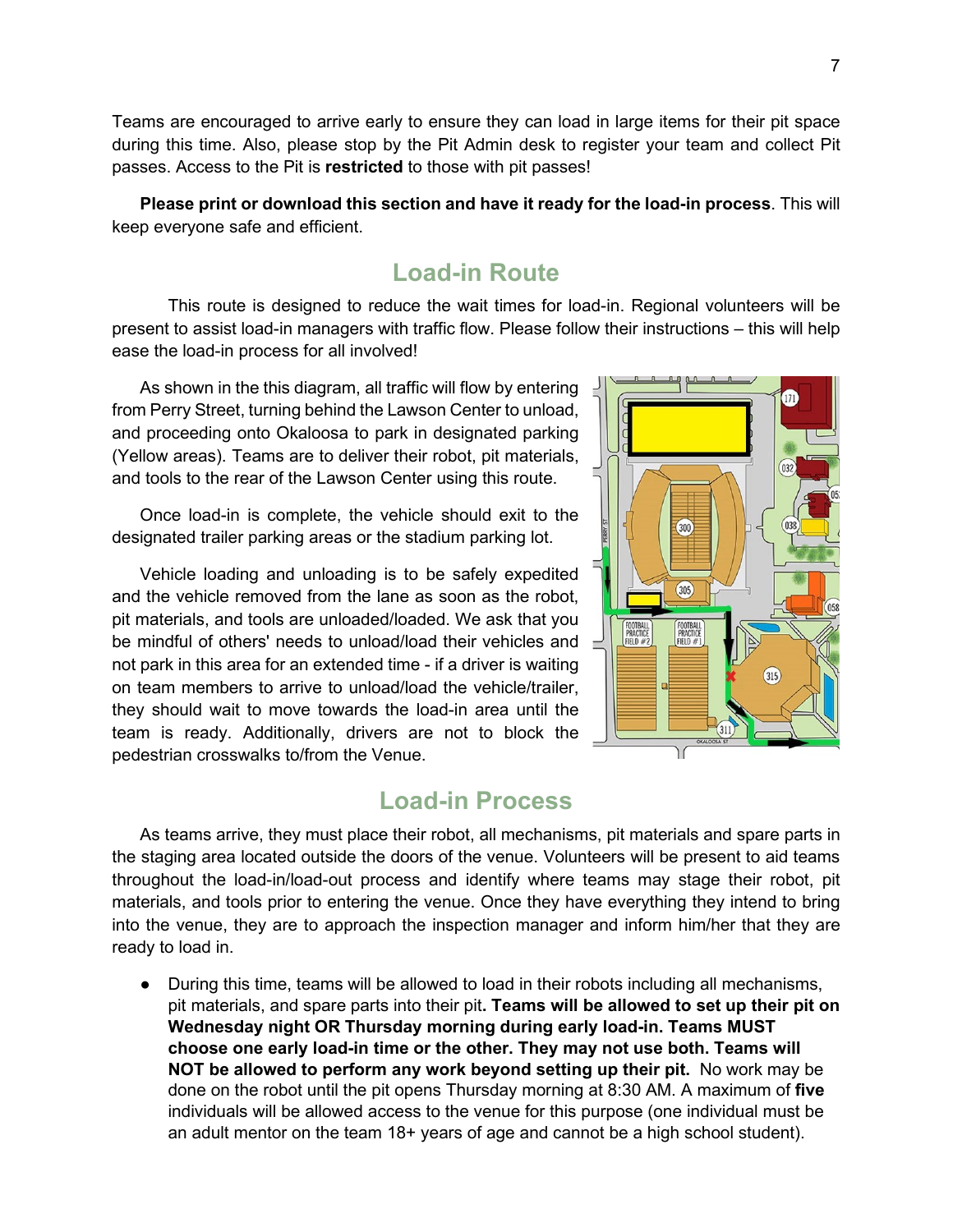Teams are encouraged to arrive early to ensure they can load in large items for their pit space during this time. Also, please stop by the Pit Admin desk to register your team and collect Pit passes. Access to the Pit is **restricted** to those with pit passes!

**Please print or download this section and have it ready for the load-in process**. This will keep everyone safe and efficient.

## Load-in Route

This route is designed to reduce the wait times for load-in. Regional volunteers will be present to assist load-in managers with traffic flow. Please follow their instructions – this will help ease the load-in process for all involved!

As shown in the this diagram, all traffic will flow by entering from Perry Street, turning behind the Lawson Center to unload, and proceeding onto Okaloosa to park in designated parking (Yellow areas). Teams are to deliver their robot, pit materials, and tools to the rear of the Lawson Center using this route.

Once load-in is complete, the vehicle should exit to the designated trailer parking areas or the stadium parking lot.

Vehicle loading and unloading is to be safely expedited and the vehicle removed from the lane as soon as the robot, pit materials, and tools are unloaded/loaded. We ask that you be mindful of others' needs to unload/load their vehicles and not park in this area for an extended time - if a driver is waiting on team members to arrive to unload/load the vehicle/trailer, they should wait to move towards the load-in area until the team is ready. Additionally, drivers are not to block the pedestrian crosswalks to/from the Venue.

## Load-in Process

As teams arrive, they must place their robot, all mechanisms, pit materials and spare parts in the staging area located outside the doors of the venue. Volunteers will be present to aid teams throughout the load-in/load-out process and identify where teams may stage their robot, pit materials, and tools prior to entering the venue. Once they have everything they intend to bring into the venue, they are to approach the inspection manager and inform him/her that they are ready to load in.

- During this time, teams will be allowed to load in their robots including all mechanisms, pit materials, and spare parts into their pit**. Teams will be allowed to set up their pit on Wednesday night OR Thursday morning during early load-in. Teams MUST choose one early load-in time or the other. They may not use both. Teams will NOT be allowed to perform any work beyond setting up their pit.** No work may be done on the robot until the pit opens Thursday morning at 8:30 AM. A maximum of **five** individuals will be allowed access to the venue for this purpose (one individual must be an adult mentor on the team 18+ years of age and cannot be a high school student).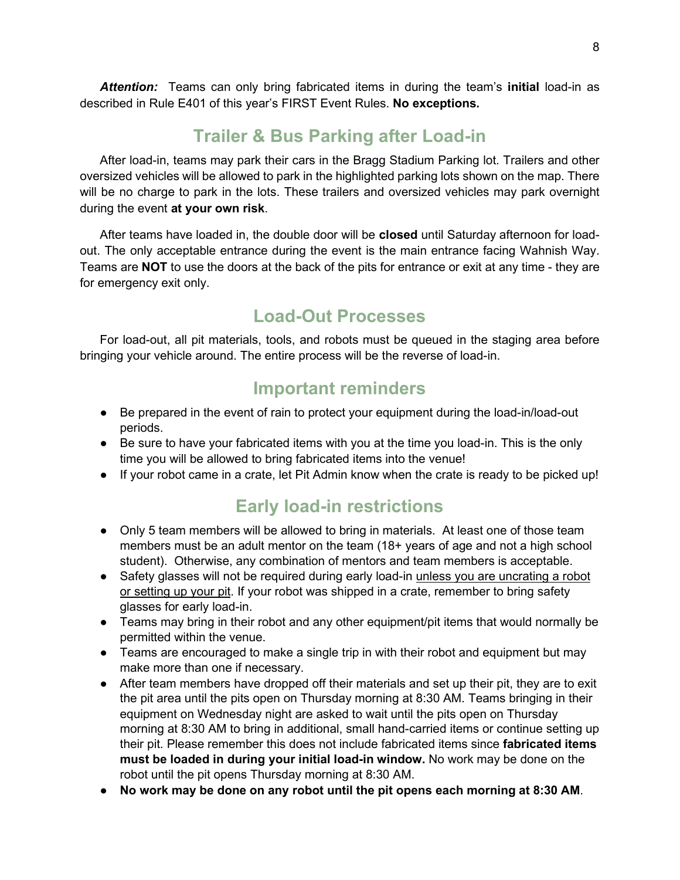***Attention:*** Teams can only bring fabricated items in during the team's **initial** load-in as described in Rule E401 of this year's FIRST Event Rules. **No exceptions.**

## Trailer & Bus Parking after Load-in

After load-in, teams may park their cars in the Bragg Stadium Parking lot. Trailers and other oversized vehicles will be allowed to park in the highlighted parking lots shown on the map. There will be no charge to park in the lots. These trailers and oversized vehicles may park overnight during the event **at your own risk**.

After teams have loaded in, the double door will be **closed** until Saturday afternoon for load-out. The only acceptable entrance during the event is the main entrance facing Wahnish Way. Teams are **NOT** to use the doors at the back of the pits for entrance or exit at any time - they are for emergency exit only.

## Load-Out Processes

For load-out, all pit materials, tools, and robots must be queued in the staging area before bringing your vehicle around. The entire process will be the reverse of load-in.

## Important reminders

- Be prepared in the event of rain to protect your equipment during the load-in/load-out periods.
- Be sure to have your fabricated items with you at the time you load-in. This is the only time you will be allowed to bring fabricated items into the venue!
- If your robot came in a crate, let Pit Admin know when the crate is ready to be picked up!

## Early load-in restrictions

- Only 5 team members will be allowed to bring in materials. At least one of those team members must be an adult mentor on the team (18+ years of age and not a high school student). Otherwise, any combination of mentors and team members is acceptable.
- Safety glasses will not be required during early load-in unless you are uncrating a robot or setting up your pit. If your robot was shipped in a crate, remember to bring safety glasses for early load-in.
- Teams may bring in their robot and any other equipment/pit items that would normally be permitted within the venue.
- Teams are encouraged to make a single trip in with their robot and equipment but may make more than one if necessary.
- After team members have dropped off their materials and set up their pit, they are to exit the pit area until the pits open on Thursday morning at 8:30 AM. Teams bringing in their equipment on Wednesday night are asked to wait until the pits open on Thursday morning at 8:30 AM to bring in additional, small hand-carried items or continue setting up their pit. Please remember this does not include fabricated items since **fabricated items must be loaded in during your initial load-in window.** No work may be done on the robot until the pit opens Thursday morning at 8:30 AM.
- **No work may be done on any robot until the pit opens each morning at 8:30 AM**.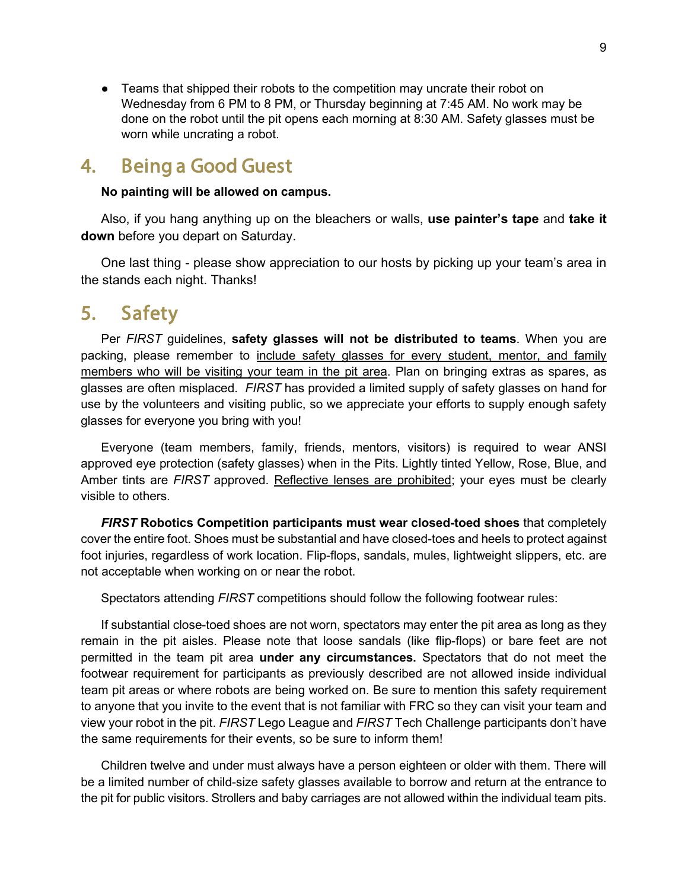- Teams that shipped their robots to the competition may uncrate their robot on Wednesday from 6 PM to 8 PM, or Thursday beginning at 7:45 AM. No work may be done on the robot until the pit opens each morning at 8:30 AM. Safety glasses must be worn while uncrating a robot.

## 4. Being a Good Guest

**No painting will be allowed on campus.**

Also, if you hang anything up on the bleachers or walls, **use painter's tape** and **take it down** before you depart on Saturday.

One last thing - please show appreciation to our hosts by picking up your team's area in the stands each night. Thanks!

## 5. Safety

Per *FIRST* guidelines, **safety glasses will not be distributed to teams**. When you are packing, please remember to <u>include safety glasses for every student, mentor, and family members who will be visiting your team in the pit area</u>. Plan on bringing extras as spares, as glasses are often misplaced. *FIRST* has provided a limited supply of safety glasses on hand for use by the volunteers and visiting public, so we appreciate your efforts to supply enough safety glasses for everyone you bring with you!

Everyone (team members, family, friends, mentors, visitors) is required to wear ANSI approved eye protection (safety glasses) when in the Pits. Lightly tinted Yellow, Rose, Blue, and Amber tints are *FIRST* approved. <u>Reflective lenses are prohibited</u>; your eyes must be clearly visible to others.

***FIRST* Robotics Competition participants must wear closed-toed shoes** that completely cover the entire foot. Shoes must be substantial and have closed-toes and heels to protect against foot injuries, regardless of work location. Flip-flops, sandals, mules, lightweight slippers, etc. are not acceptable when working on or near the robot.

Spectators attending *FIRST* competitions should follow the following footwear rules:

If substantial close-toed shoes are not worn, spectators may enter the pit area as long as they remain in the pit aisles. Please note that loose sandals (like flip-flops) or bare feet are not permitted in the team pit area **under any circumstances.** Spectators that do not meet the footwear requirement for participants as previously described are not allowed inside individual team pit areas or where robots are being worked on. Be sure to mention this safety requirement to anyone that you invite to the event that is not familiar with FRC so they can visit your team and view your robot in the pit. *FIRST* Lego League and *FIRST* Tech Challenge participants don't have the same requirements for their events, so be sure to inform them!

Children twelve and under must always have a person eighteen or older with them. There will be a limited number of child-size safety glasses available to borrow and return at the entrance to the pit for public visitors. Strollers and baby carriages are not allowed within the individual team pits.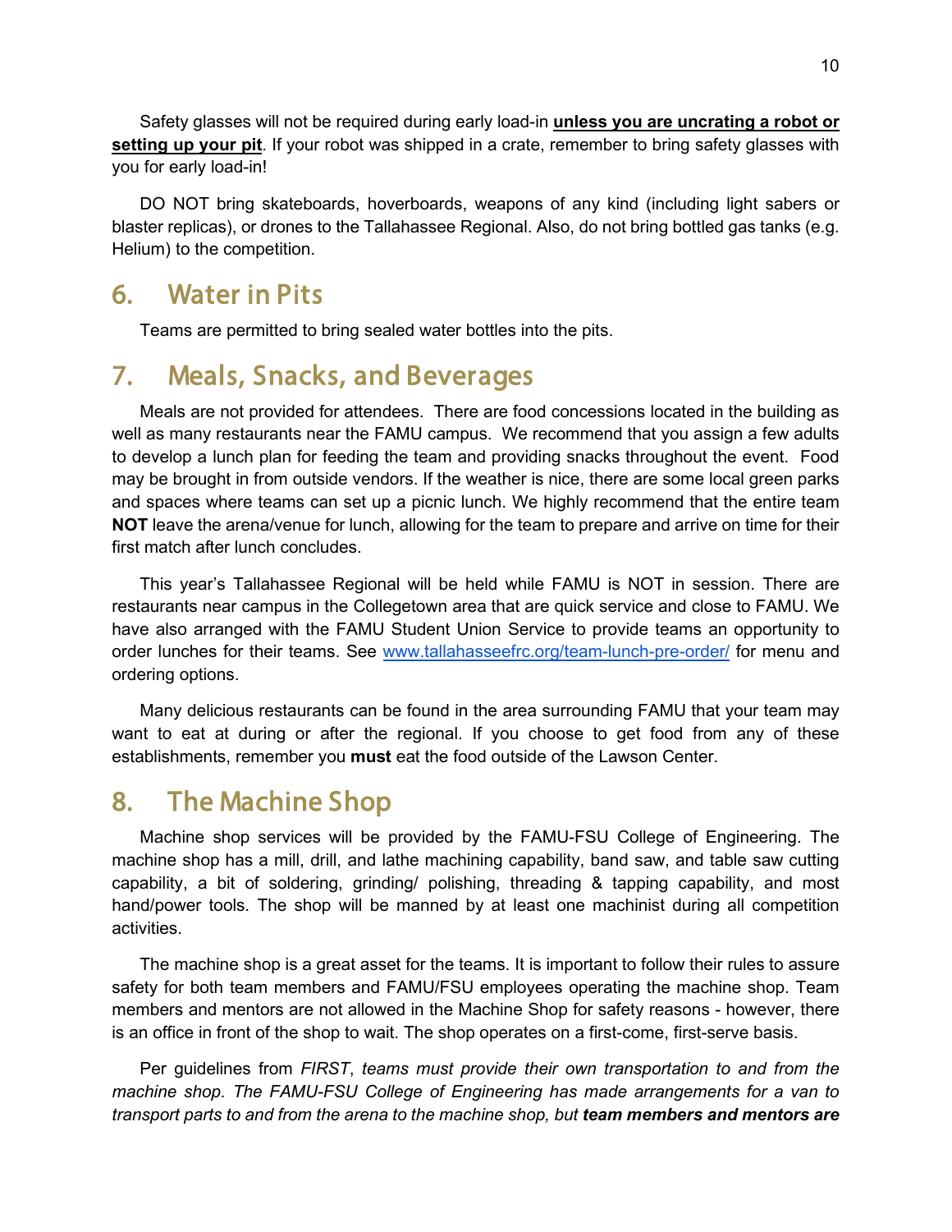Safety glasses will not be required during early load-in **unless you are uncrating a robot or setting up your pit**. If your robot was shipped in a crate, remember to bring safety glasses with you for early load-in!

DO NOT bring skateboards, hoverboards, weapons of any kind (including light sabers or blaster replicas), or drones to the Tallahassee Regional. Also, do not bring bottled gas tanks (e.g. Helium) to the competition.

## 6. Water in Pits

Teams are permitted to bring sealed water bottles into the pits.

## 7. Meals, Snacks, and Beverages

Meals are not provided for attendees. There are food concessions located in the building as well as many restaurants near the FAMU campus. We recommend that you assign a few adults to develop a lunch plan for feeding the team and providing snacks throughout the event. Food may be brought in from outside vendors. If the weather is nice, there are some local green parks and spaces where teams can set up a picnic lunch. We highly recommend that the entire team **NOT** leave the arena/venue for lunch, allowing for the team to prepare and arrive on time for their first match after lunch concludes.

This year's Tallahassee Regional will be held while FAMU is NOT in session. There are restaurants near campus in the Collegetown area that are quick service and close to FAMU. We have also arranged with the FAMU Student Union Service to provide teams an opportunity to order lunches for their teams. See [www.tallahasseefrc.org/team-lunch-pre-order/](www.tallahasseefrc.org/team-lunch-pre-order/) for menu and ordering options.

Many delicious restaurants can be found in the area surrounding FAMU that your team may want to eat at during or after the regional. If you choose to get food from any of these establishments, remember you **must** eat the food outside of the Lawson Center.

## 8. The Machine Shop

Machine shop services will be provided by the FAMU-FSU College of Engineering. The machine shop has a mill, drill, and lathe machining capability, band saw, and table saw cutting capability, a bit of soldering, grinding/ polishing, threading & tapping capability, and most hand/power tools. The shop will be manned by at least one machinist during all competition activities.

The machine shop is a great asset for the teams. It is important to follow their rules to assure safety for both team members and FAMU/FSU employees operating the machine shop. Team members and mentors are not allowed in the Machine Shop for safety reasons - however, there is an office in front of the shop to wait. The shop operates on a first-come, first-serve basis.

Per guidelines from *FIRST*, *teams must provide their own transportation to and from the machine shop. The FAMU-FSU College of Engineering has made arrangements for a van to transport parts to and from the arena to the machine shop, but **team members and mentors are***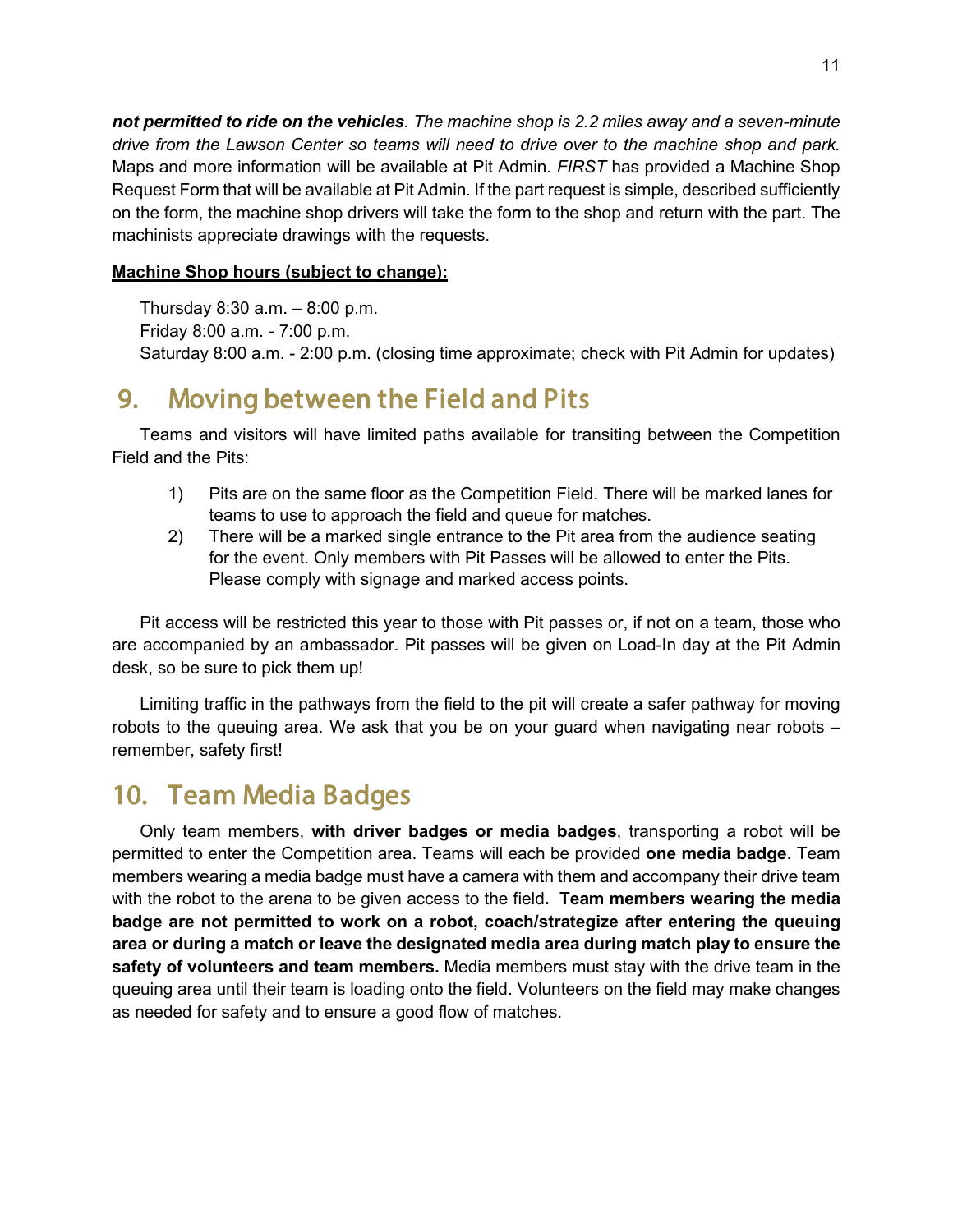***not permitted to ride on the vehicles**. The machine shop is 2.2 miles away and a seven-minute drive from the Lawson Center so teams will need to drive over to the machine shop and park.* Maps and more information will be available at Pit Admin. *FIRST* has provided a Machine Shop Request Form that will be available at Pit Admin. If the part request is simple, described sufficiently on the form, the machine shop drivers will take the form to the shop and return with the part. The machinists appreciate drawings with the requests.

**Machine Shop hours (subject to change):**

Thursday 8:30 a.m. – 8:00 p.m.
Friday 8:00 a.m. - 7:00 p.m.
Saturday 8:00 a.m. - 2:00 p.m. (closing time approximate; check with Pit Admin for updates)

## 9. Moving between the Field and Pits

Teams and visitors will have limited paths available for transiting between the Competition Field and the Pits:

1) Pits are on the same floor as the Competition Field. There will be marked lanes for teams to use to approach the field and queue for matches.
2) There will be a marked single entrance to the Pit area from the audience seating for the event. Only members with Pit Passes will be allowed to enter the Pits. Please comply with signage and marked access points.

Pit access will be restricted this year to those with Pit passes or, if not on a team, those who are accompanied by an ambassador. Pit passes will be given on Load-In day at the Pit Admin desk, so be sure to pick them up!

Limiting traffic in the pathways from the field to the pit will create a safer pathway for moving robots to the queuing area. We ask that you be on your guard when navigating near robots – remember, safety first!

## 10. Team Media Badges

Only team members, **with driver badges or media badges**, transporting a robot will be permitted to enter the Competition area. Teams will each be provided **one media badge**. Team members wearing a media badge must have a camera with them and accompany their drive team with the robot to the arena to be given access to the field**. Team members wearing the media badge are not permitted to work on a robot, coach/strategize after entering the queuing area or during a match or leave the designated media area during match play to ensure the safety of volunteers and team members.** Media members must stay with the drive team in the queuing area until their team is loading onto the field. Volunteers on the field may make changes as needed for safety and to ensure a good flow of matches.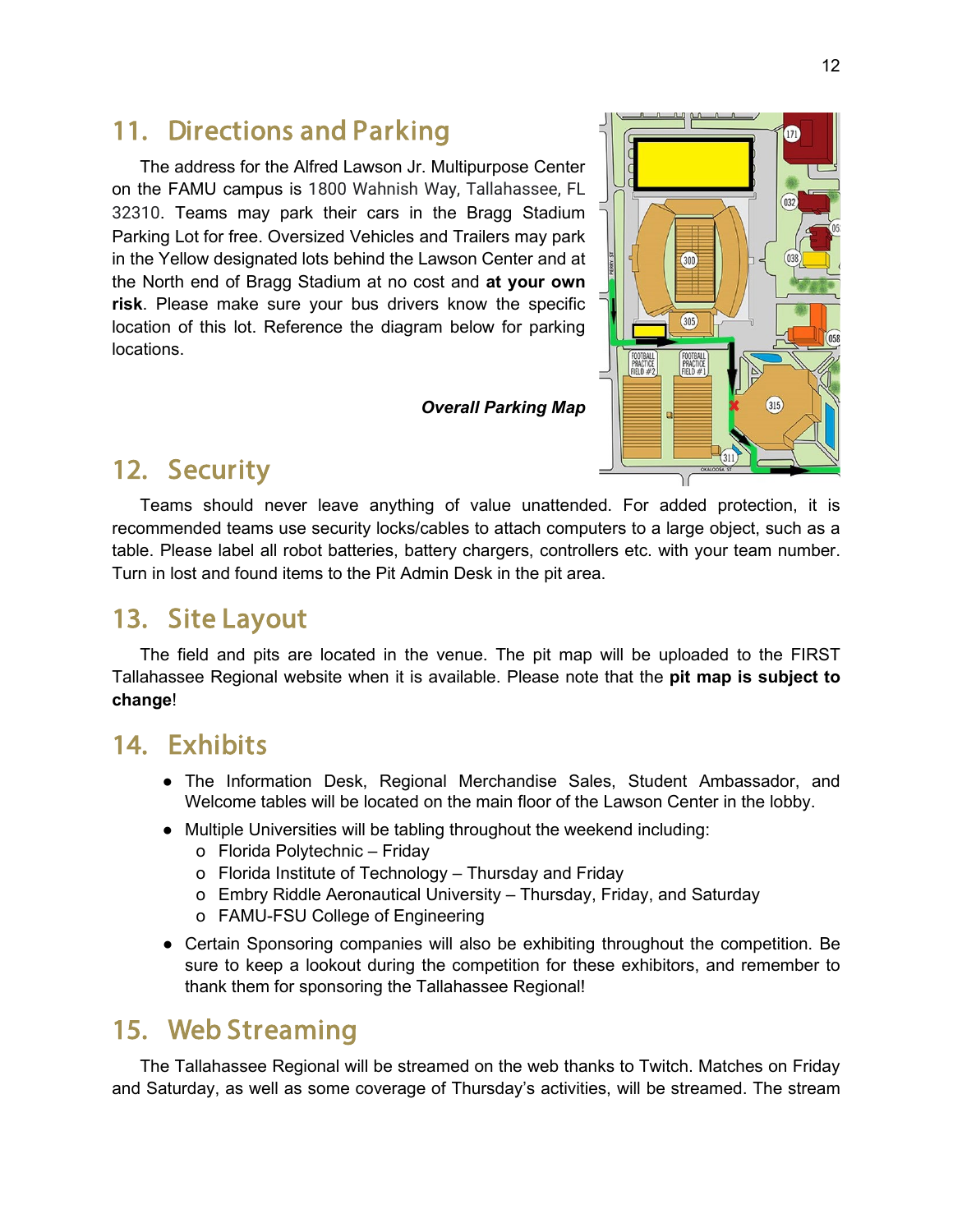## 11. Directions and Parking

The address for the Alfred Lawson Jr. Multipurpose Center on the FAMU campus is 1800 Wahnish Way, Tallahassee, FL 32310. Teams may park their cars in the Bragg Stadium Parking Lot for free. Oversized Vehicles and Trailers may park in the Yellow designated lots behind the Lawson Center and at the North end of Bragg Stadium at no cost and **at your own risk**. Please make sure your bus drivers know the specific location of this lot. Reference the diagram below for parking locations.

***Overall Parking Map***

## 12. Security

Teams should never leave anything of value unattended. For added protection, it is recommended teams use security locks/cables to attach computers to a large object, such as a table. Please label all robot batteries, battery chargers, controllers etc. with your team number. Turn in lost and found items to the Pit Admin Desk in the pit area.

## 13. Site Layout

The field and pits are located in the venue. The pit map will be uploaded to the FIRST Tallahassee Regional website when it is available. Please note that the **pit map is subject to change**!

## 14. Exhibits

- The Information Desk, Regional Merchandise Sales, Student Ambassador, and Welcome tables will be located on the main floor of the Lawson Center in the lobby.
- Multiple Universities will be tabling throughout the weekend including:
  - Florida Polytechnic – Friday
  - Florida Institute of Technology – Thursday and Friday
  - Embry Riddle Aeronautical University – Thursday, Friday, and Saturday
  - FAMU-FSU College of Engineering
- Certain Sponsoring companies will also be exhibiting throughout the competition. Be sure to keep a lookout during the competition for these exhibitors, and remember to thank them for sponsoring the Tallahassee Regional!

## 15. Web Streaming

The Tallahassee Regional will be streamed on the web thanks to Twitch. Matches on Friday and Saturday, as well as some coverage of Thursday's activities, will be streamed. The stream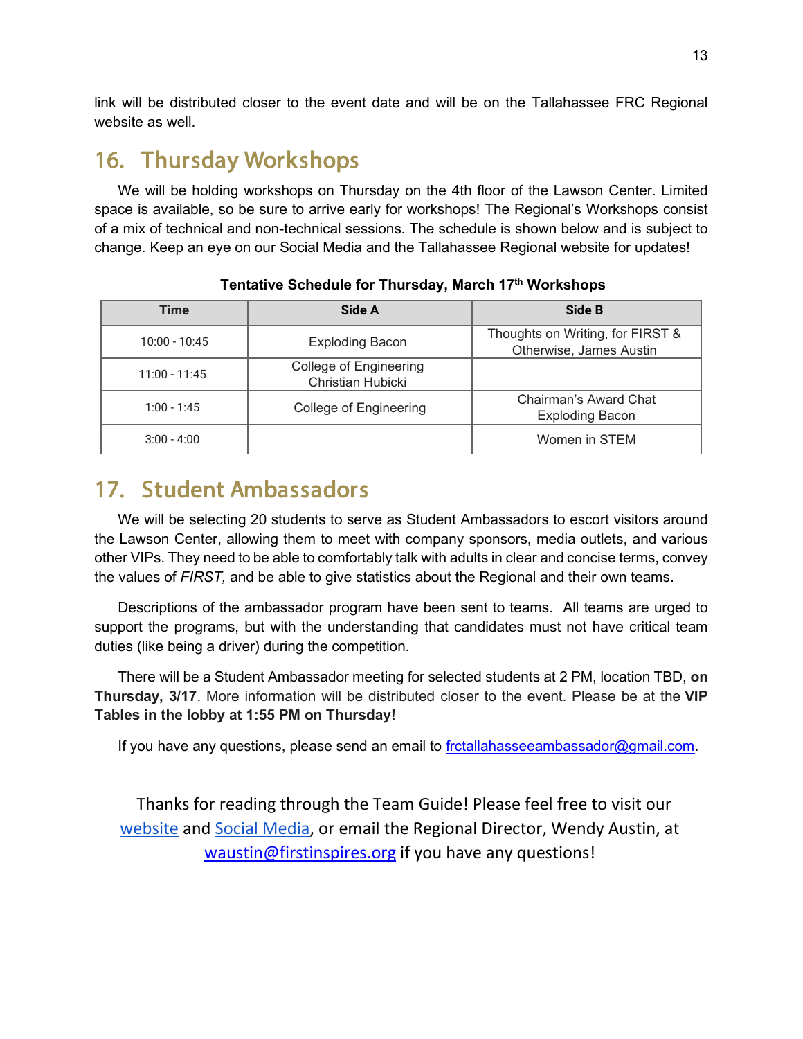link will be distributed closer to the event date and will be on the Tallahassee FRC Regional website as well.

## 16. Thursday Workshops

We will be holding workshops on Thursday on the 4th floor of the Lawson Center. Limited space is available, so be sure to arrive early for workshops! The Regional's Workshops consist of a mix of technical and non-technical sessions. The schedule is shown below and is subject to change. Keep an eye on our Social Media and the Tallahassee Regional website for updates!

**Tentative Schedule for Thursday, March 17th Workshops**

| Time | Side A | Side B |
| --- | --- | --- |
| 10:00 - 10:45 | Exploding Bacon | Thoughts on Writing, for FIRST & Otherwise, James Austin |
| 11:00 - 11:45 | College of Engineering Christian Hubicki | |
| 1:00 - 1:45 | College of Engineering | Chairman's Award Chat Exploding Bacon |
| 3:00 - 4:00 | | Women in STEM |

## 17. Student Ambassadors

We will be selecting 20 students to serve as Student Ambassadors to escort visitors around the Lawson Center, allowing them to meet with company sponsors, media outlets, and various other VIPs. They need to be able to comfortably talk with adults in clear and concise terms, convey the values of *FIRST,* and be able to give statistics about the Regional and their own teams.

Descriptions of the ambassador program have been sent to teams. All teams are urged to support the programs, but with the understanding that candidates must not have critical team duties (like being a driver) during the competition.

There will be a Student Ambassador meeting for selected students at 2 PM, location TBD, **on Thursday, 3/17**. More information will be distributed closer to the event. Please be at the **VIP Tables in the lobby at 1:55 PM on Thursday!**

If you have any questions, please send an email to frctallahasseeambassador@gmail.com.

Thanks for reading through the Team Guide! Please feel free to visit our website and Social Media, or email the Regional Director, Wendy Austin, at waustin@firstinspires.org if you have any questions!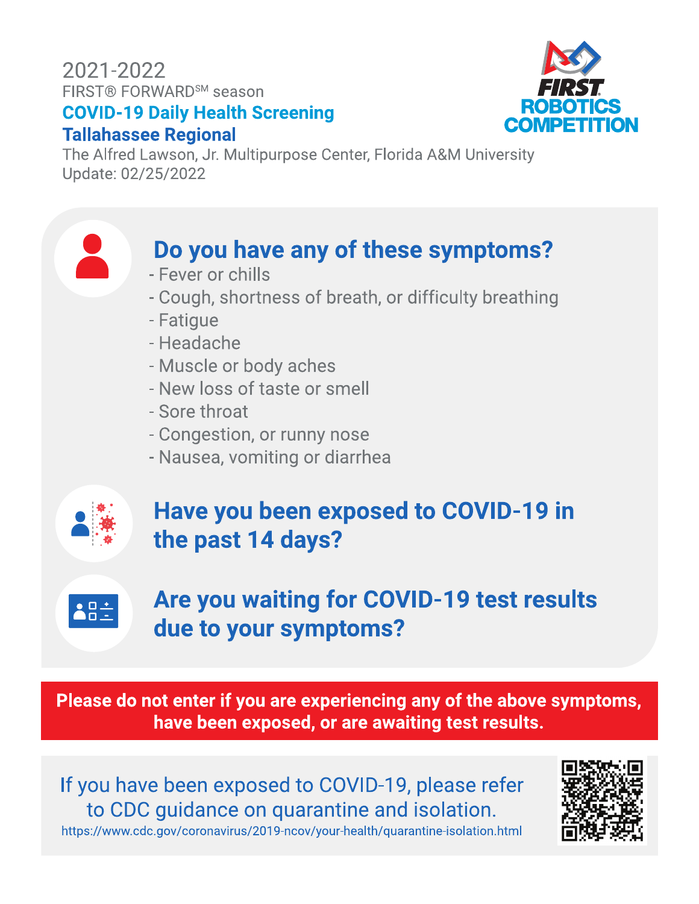2021-2022

FIRST® FORWARD[SM] season

## COVID-19 Daily Health Screening

## Tallahassee Regional

The Alfred Lawson, Jr. Multipurpose Center, Florida A&M University

Update: 02/25/2022

FIRST ROBOTICS COMPETITION

### Do you have any of these symptoms?

- Fever or chills
- Cough, shortness of breath, or difficulty breathing
- Fatigue
- Headache
- Muscle or body aches
- New loss of taste or smell
- Sore throat
- Congestion, or runny nose
- Nausea, vomiting or diarrhea

### Have you been exposed to COVID-19 in the past 14 days?

### Are you waiting for COVID-19 test results due to your symptoms?

**Please do not enter if you are experiencing any of the above symptoms, have been exposed, or are awaiting test results.**

If you have been exposed to COVID-19, please refer to CDC guidance on quarantine and isolation.

https://www.cdc.gov/coronavirus/2019-ncov/your-health/quarantine-isolation.html